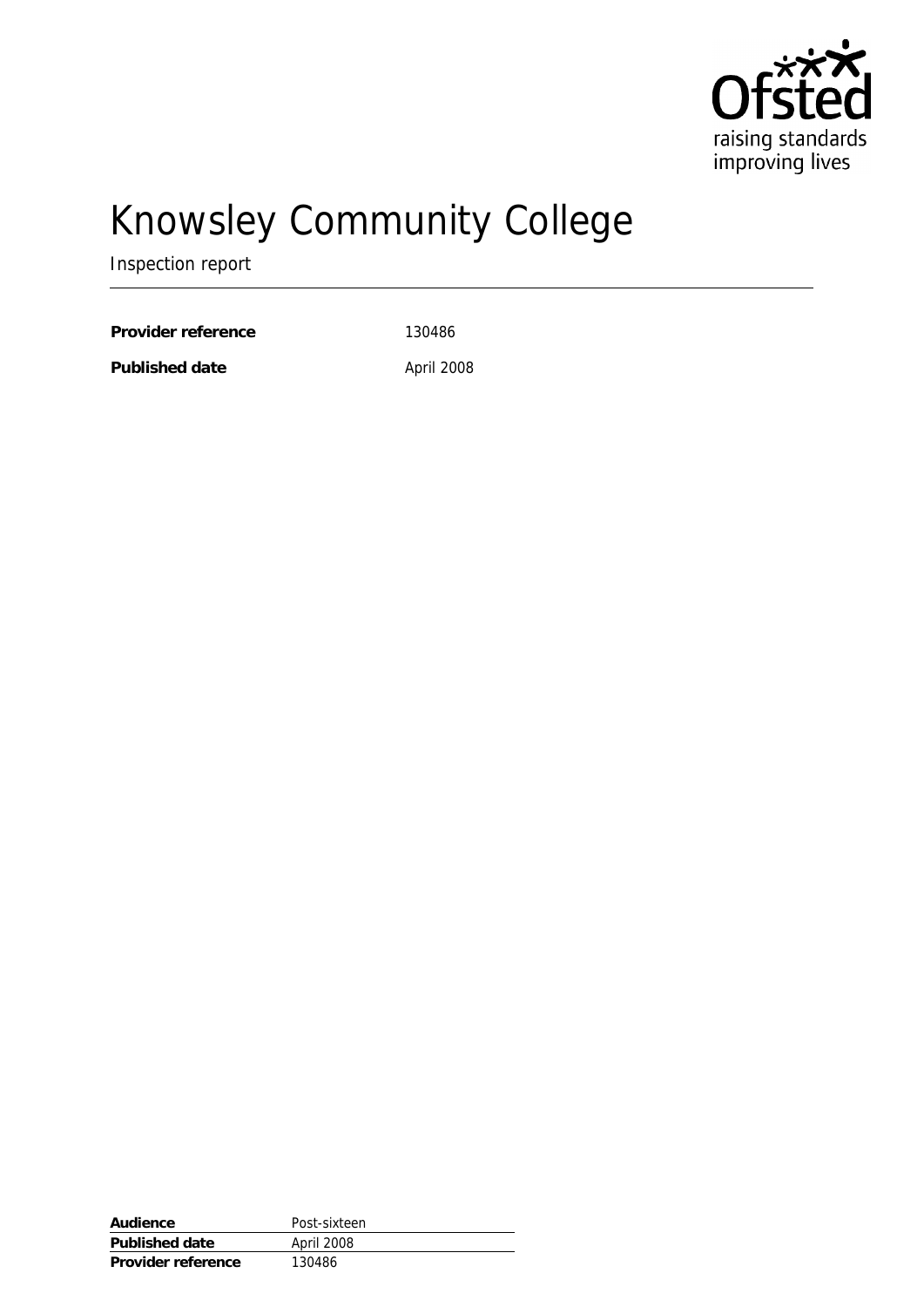Ofsted
raising standards
improving lives

# Knowsley Community College

Inspection report

**Provider reference** 130486

**Published date** April 2008

| **Audience** | Post-sixteen |
|---|---|
| **Published date** | April 2008 |
| **Provider reference** | 130486 |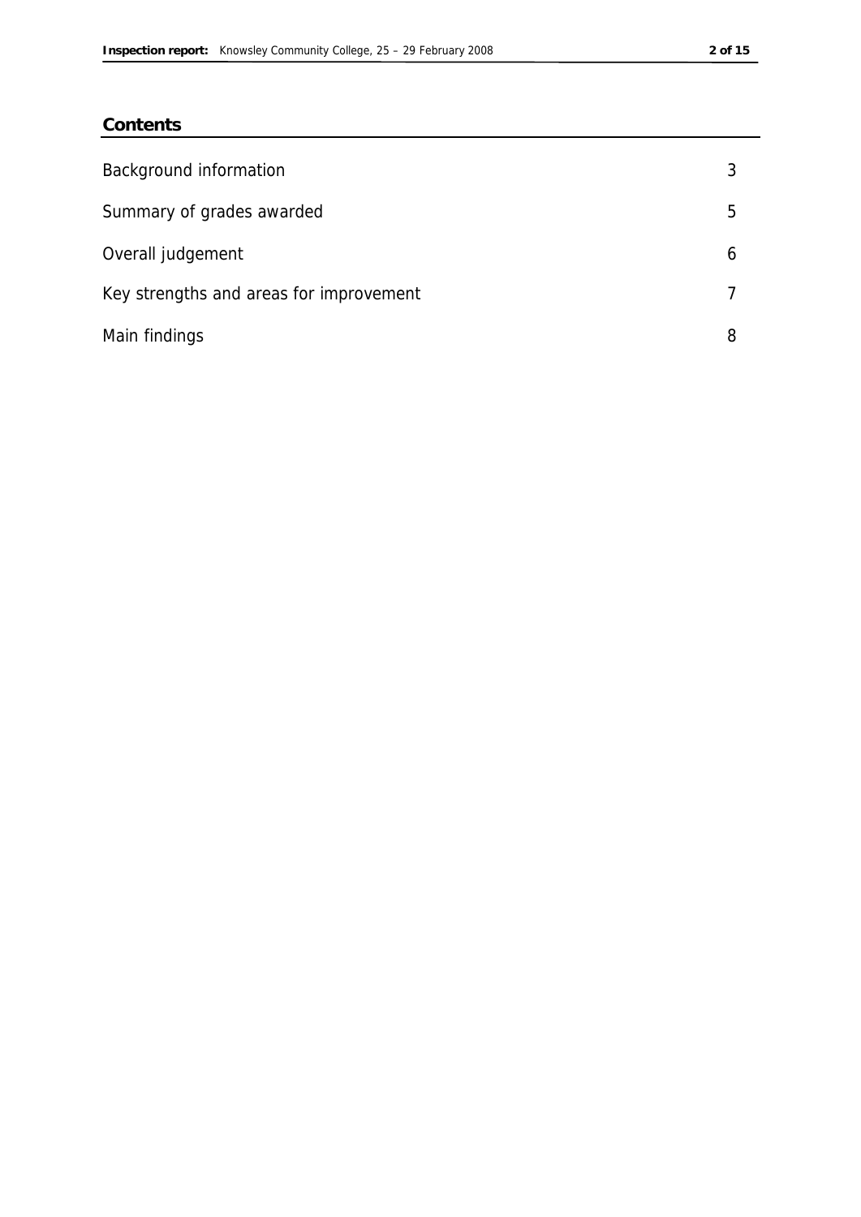## Contents

| | |
|---|---|
| Background information | 3 |
| Summary of grades awarded | 5 |
| Overall judgement | 6 |
| Key strengths and areas for improvement | 7 |
| Main findings | 8 |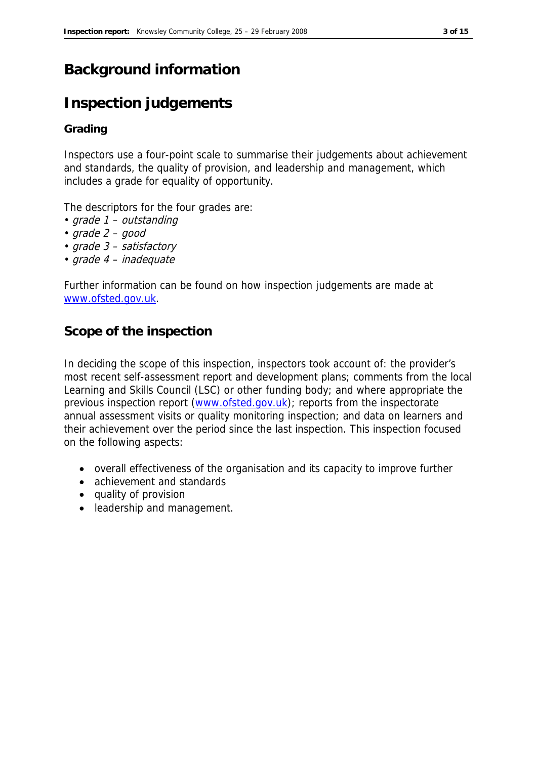# Background information

# Inspection judgements

### Grading

Inspectors use a four-point scale to summarise their judgements about achievement and standards, the quality of provision, and leadership and management, which includes a grade for equality of opportunity.

The descriptors for the four grades are:
- *grade 1 – outstanding*
- *grade 2 – good*
- *grade 3 – satisfactory*
- *grade 4 – inadequate*

Further information can be found on how inspection judgements are made at www.ofsted.gov.uk.

## Scope of the inspection

In deciding the scope of this inspection, inspectors took account of: the provider's most recent self-assessment report and development plans; comments from the local Learning and Skills Council (LSC) or other funding body; and where appropriate the previous inspection report (www.ofsted.gov.uk); reports from the inspectorate annual assessment visits or quality monitoring inspection; and data on learners and their achievement over the period since the last inspection. This inspection focused on the following aspects:

- overall effectiveness of the organisation and its capacity to improve further
- achievement and standards
- quality of provision
- leadership and management.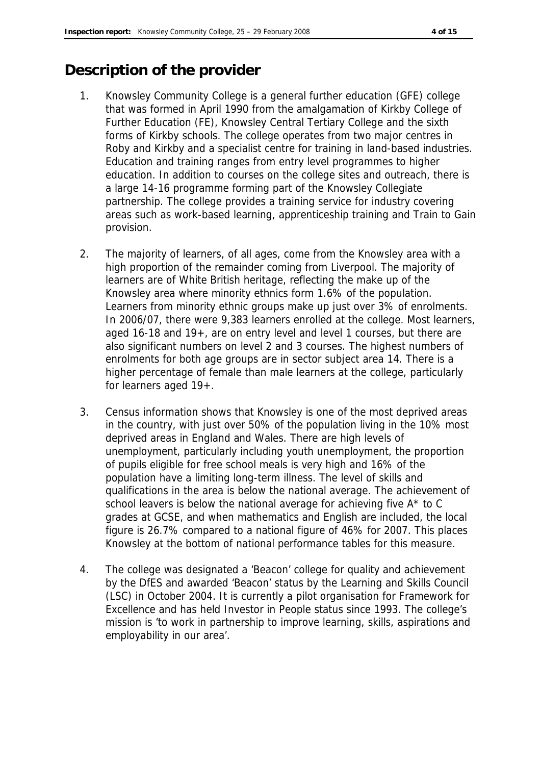# Description of the provider

1. Knowsley Community College is a general further education (GFE) college that was formed in April 1990 from the amalgamation of Kirkby College of Further Education (FE), Knowsley Central Tertiary College and the sixth forms of Kirkby schools. The college operates from two major centres in Roby and Kirkby and a specialist centre for training in land-based industries. Education and training ranges from entry level programmes to higher education. In addition to courses on the college sites and outreach, there is a large 14-16 programme forming part of the Knowsley Collegiate partnership. The college provides a training service for industry covering areas such as work-based learning, apprenticeship training and Train to Gain provision.

2. The majority of learners, of all ages, come from the Knowsley area with a high proportion of the remainder coming from Liverpool. The majority of learners are of White British heritage, reflecting the make up of the Knowsley area where minority ethnics form 1.6% of the population. Learners from minority ethnic groups make up just over 3% of enrolments. In 2006/07, there were 9,383 learners enrolled at the college. Most learners, aged 16-18 and 19+, are on entry level and level 1 courses, but there are also significant numbers on level 2 and 3 courses. The highest numbers of enrolments for both age groups are in sector subject area 14. There is a higher percentage of female than male learners at the college, particularly for learners aged 19+.

3. Census information shows that Knowsley is one of the most deprived areas in the country, with just over 50% of the population living in the 10% most deprived areas in England and Wales. There are high levels of unemployment, particularly including youth unemployment, the proportion of pupils eligible for free school meals is very high and 16% of the population have a limiting long-term illness. The level of skills and qualifications in the area is below the national average. The achievement of school leavers is below the national average for achieving five A* to C grades at GCSE, and when mathematics and English are included, the local figure is 26.7% compared to a national figure of 46% for 2007. This places Knowsley at the bottom of national performance tables for this measure.

4. The college was designated a 'Beacon' college for quality and achievement by the DfES and awarded 'Beacon' status by the Learning and Skills Council (LSC) in October 2004. It is currently a pilot organisation for Framework for Excellence and has held Investor in People status since 1993. The college's mission is 'to work in partnership to improve learning, skills, aspirations and employability in our area'.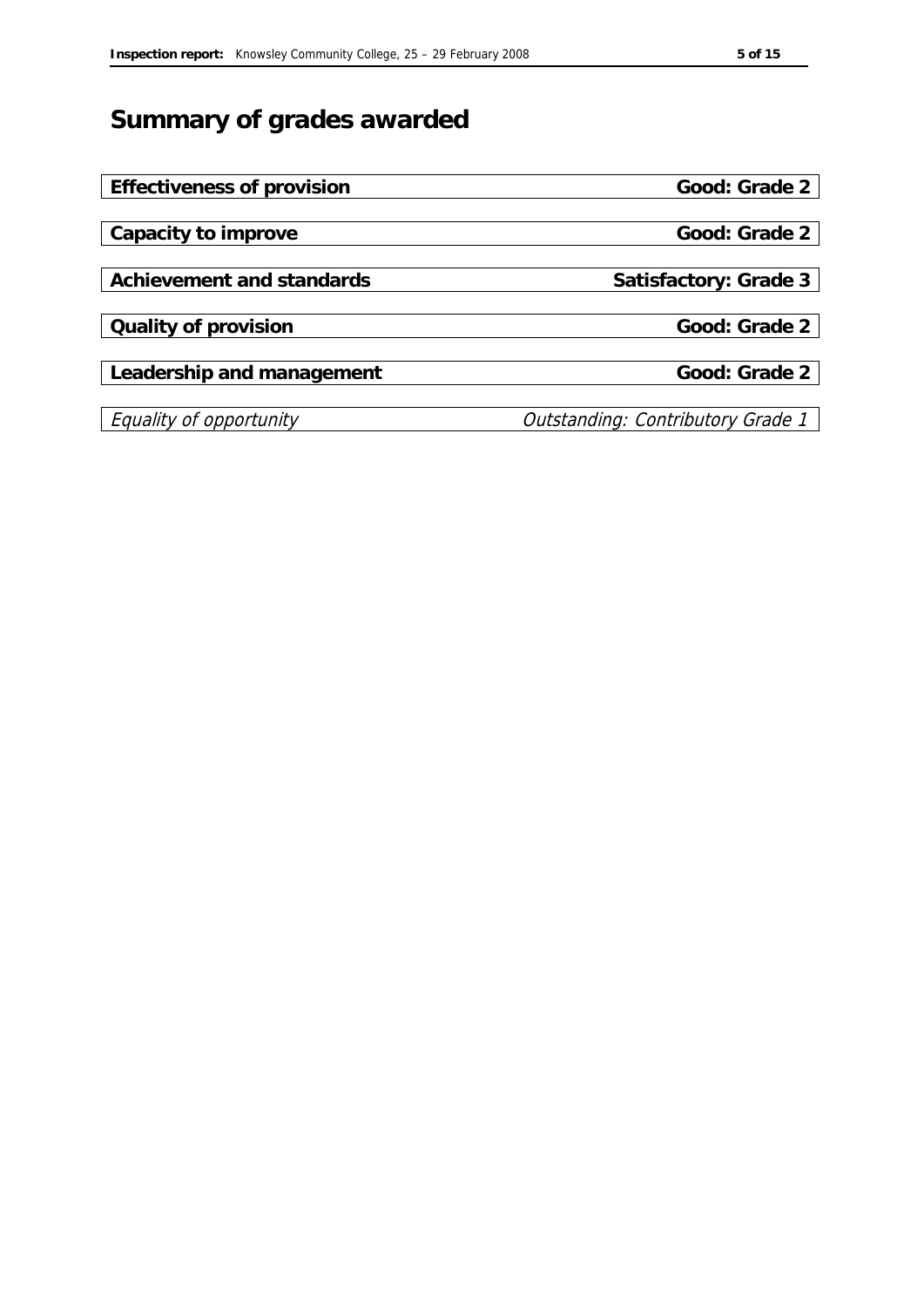# Summary of grades awarded

| | |
|---|---|
| **Effectiveness of provision** | **Good: Grade 2** |
| **Capacity to improve** | **Good: Grade 2** |
| **Achievement and standards** | **Satisfactory: Grade 3** |
| **Quality of provision** | **Good: Grade 2** |
| **Leadership and management** | **Good: Grade 2** |
| *Equality of opportunity* | *Outstanding: Contributory Grade 1* |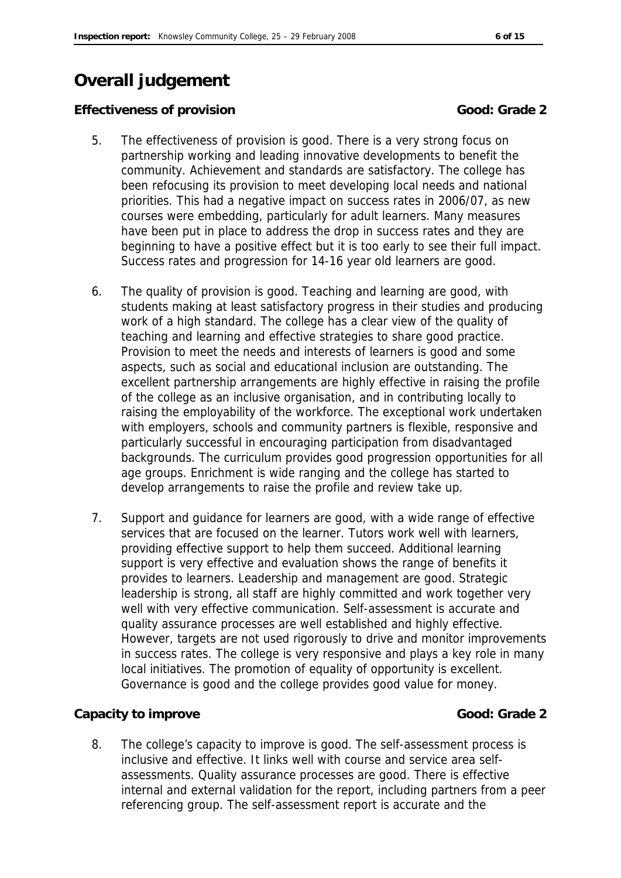# Overall judgement

**Effectiveness of provision** **Good: Grade 2**

5. The effectiveness of provision is good. There is a very strong focus on partnership working and leading innovative developments to benefit the community. Achievement and standards are satisfactory. The college has been refocusing its provision to meet developing local needs and national priorities. This had a negative impact on success rates in 2006/07, as new courses were embedding, particularly for adult learners. Many measures have been put in place to address the drop in success rates and they are beginning to have a positive effect but it is too early to see their full impact. Success rates and progression for 14-16 year old learners are good.

6. The quality of provision is good. Teaching and learning are good, with students making at least satisfactory progress in their studies and producing work of a high standard. The college has a clear view of the quality of teaching and learning and effective strategies to share good practice. Provision to meet the needs and interests of learners is good and some aspects, such as social and educational inclusion are outstanding. The excellent partnership arrangements are highly effective in raising the profile of the college as an inclusive organisation, and in contributing locally to raising the employability of the workforce. The exceptional work undertaken with employers, schools and community partners is flexible, responsive and particularly successful in encouraging participation from disadvantaged backgrounds. The curriculum provides good progression opportunities for all age groups. Enrichment is wide ranging and the college has started to develop arrangements to raise the profile and review take up.

7. Support and guidance for learners are good, with a wide range of effective services that are focused on the learner. Tutors work well with learners, providing effective support to help them succeed. Additional learning support is very effective and evaluation shows the range of benefits it provides to learners. Leadership and management are good. Strategic leadership is strong, all staff are highly committed and work together very well with very effective communication. Self-assessment is accurate and quality assurance processes are well established and highly effective. However, targets are not used rigorously to drive and monitor improvements in success rates. The college is very responsive and plays a key role in many local initiatives. The promotion of equality of opportunity is excellent. Governance is good and the college provides good value for money.

**Capacity to improve** **Good: Grade 2**

8. The college's capacity to improve is good. The self-assessment process is inclusive and effective. It links well with course and service area self-assessments. Quality assurance processes are good. There is effective internal and external validation for the report, including partners from a peer referencing group. The self-assessment report is accurate and the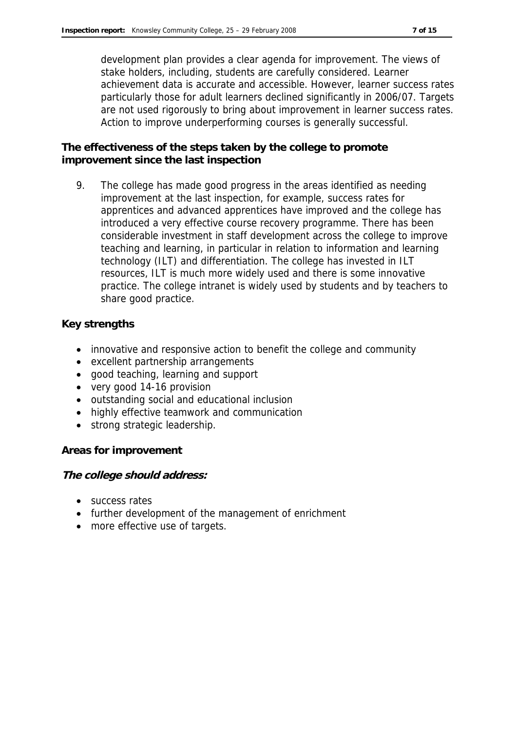development plan provides a clear agenda for improvement. The views of stake holders, including, students are carefully considered. Learner achievement data is accurate and accessible. However, learner success rates particularly those for adult learners declined significantly in 2006/07. Targets are not used rigorously to bring about improvement in learner success rates. Action to improve underperforming courses is generally successful.

### The effectiveness of the steps taken by the college to promote improvement since the last inspection

9. The college has made good progress in the areas identified as needing improvement at the last inspection, for example, success rates for apprentices and advanced apprentices have improved and the college has introduced a very effective course recovery programme. There has been considerable investment in staff development across the college to improve teaching and learning, in particular in relation to information and learning technology (ILT) and differentiation. The college has invested in ILT resources, ILT is much more widely used and there is some innovative practice. The college intranet is widely used by students and by teachers to share good practice.

### Key strengths

- innovative and responsive action to benefit the college and community
- excellent partnership arrangements
- good teaching, learning and support
- very good 14-16 provision
- outstanding social and educational inclusion
- highly effective teamwork and communication
- strong strategic leadership.

### Areas for improvement

***The college should address:***

- success rates
- further development of the management of enrichment
- more effective use of targets.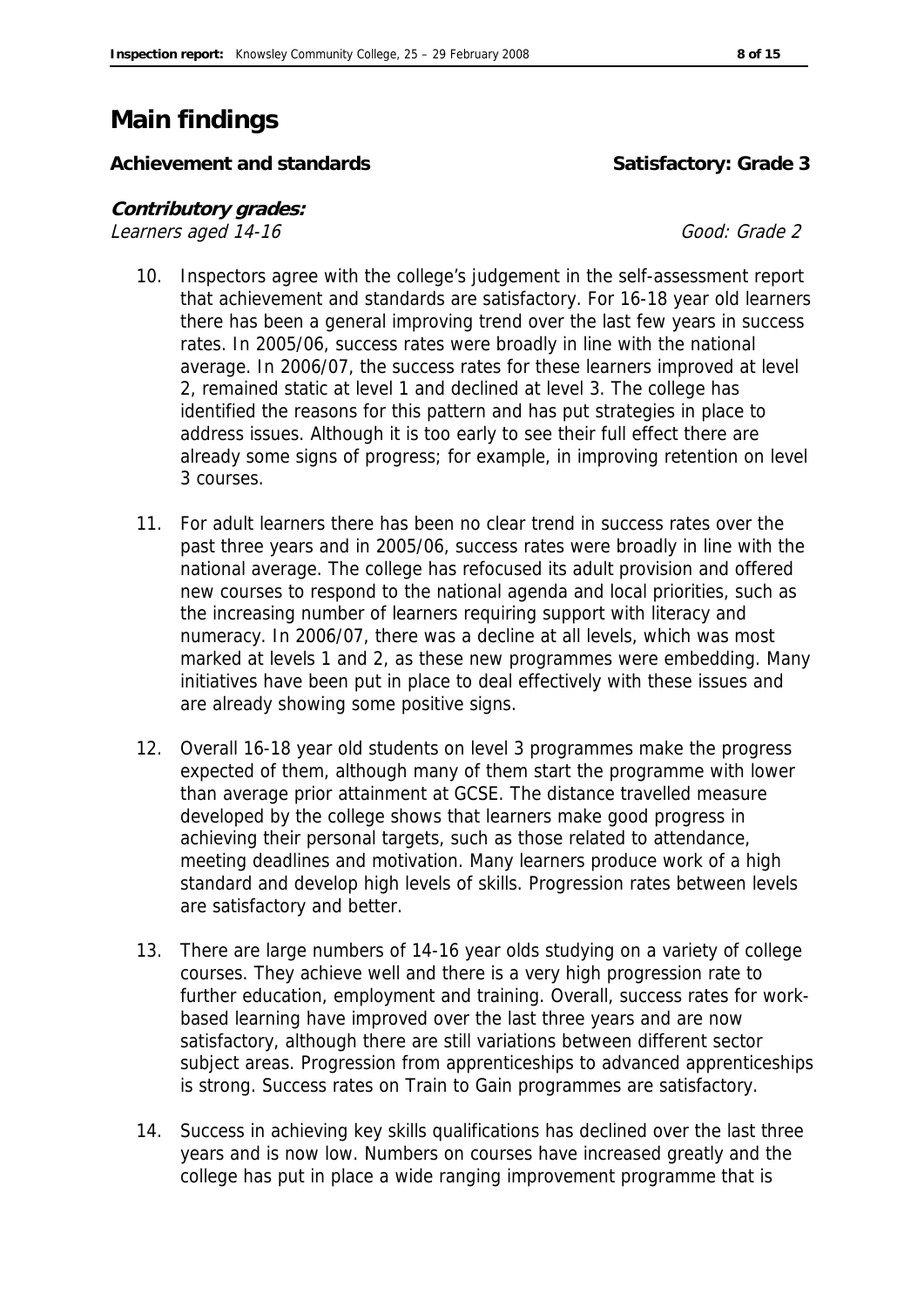# Main findings

**Achievement and standards** **Satisfactory: Grade 3**

***Contributory grades:***

*Learners aged 14-16* *Good: Grade 2*

10. Inspectors agree with the college's judgement in the self-assessment report that achievement and standards are satisfactory. For 16-18 year old learners there has been a general improving trend over the last few years in success rates. In 2005/06, success rates were broadly in line with the national average. In 2006/07, the success rates for these learners improved at level 2, remained static at level 1 and declined at level 3. The college has identified the reasons for this pattern and has put strategies in place to address issues. Although it is too early to see their full effect there are already some signs of progress; for example, in improving retention on level 3 courses.

11. For adult learners there has been no clear trend in success rates over the past three years and in 2005/06, success rates were broadly in line with the national average. The college has refocused its adult provision and offered new courses to respond to the national agenda and local priorities, such as the increasing number of learners requiring support with literacy and numeracy. In 2006/07, there was a decline at all levels, which was most marked at levels 1 and 2, as these new programmes were embedding. Many initiatives have been put in place to deal effectively with these issues and are already showing some positive signs.

12. Overall 16-18 year old students on level 3 programmes make the progress expected of them, although many of them start the programme with lower than average prior attainment at GCSE. The distance travelled measure developed by the college shows that learners make good progress in achieving their personal targets, such as those related to attendance, meeting deadlines and motivation. Many learners produce work of a high standard and develop high levels of skills. Progression rates between levels are satisfactory and better.

13. There are large numbers of 14-16 year olds studying on a variety of college courses. They achieve well and there is a very high progression rate to further education, employment and training. Overall, success rates for work-based learning have improved over the last three years and are now satisfactory, although there are still variations between different sector subject areas. Progression from apprenticeships to advanced apprenticeships is strong. Success rates on Train to Gain programmes are satisfactory.

14. Success in achieving key skills qualifications has declined over the last three years and is now low. Numbers on courses have increased greatly and the college has put in place a wide ranging improvement programme that is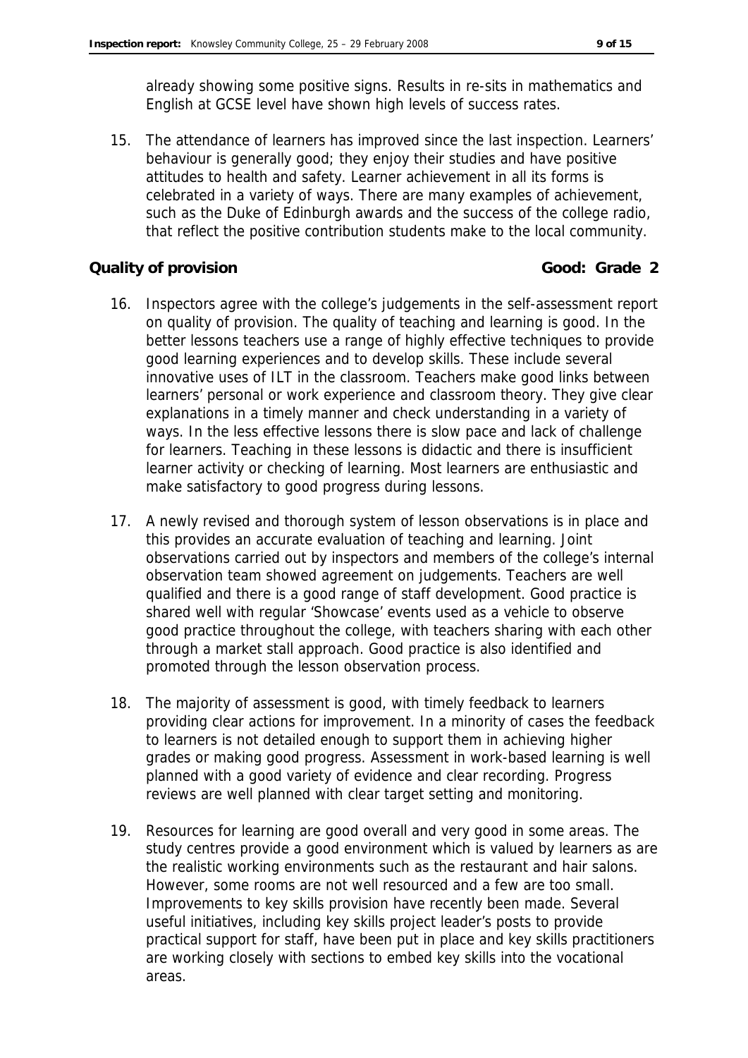already showing some positive signs. Results in re-sits in mathematics and English at GCSE level have shown high levels of success rates.

15. The attendance of learners has improved since the last inspection. Learners' behaviour is generally good; they enjoy their studies and have positive attitudes to health and safety. Learner achievement in all its forms is celebrated in a variety of ways. There are many examples of achievement, such as the Duke of Edinburgh awards and the success of the college radio, that reflect the positive contribution students make to the local community.

**Quality of provision** **Good: Grade 2**

16. Inspectors agree with the college's judgements in the self-assessment report on quality of provision. The quality of teaching and learning is good. In the better lessons teachers use a range of highly effective techniques to provide good learning experiences and to develop skills. These include several innovative uses of ILT in the classroom. Teachers make good links between learners' personal or work experience and classroom theory. They give clear explanations in a timely manner and check understanding in a variety of ways. In the less effective lessons there is slow pace and lack of challenge for learners. Teaching in these lessons is didactic and there is insufficient learner activity or checking of learning. Most learners are enthusiastic and make satisfactory to good progress during lessons.

17. A newly revised and thorough system of lesson observations is in place and this provides an accurate evaluation of teaching and learning. Joint observations carried out by inspectors and members of the college's internal observation team showed agreement on judgements. Teachers are well qualified and there is a good range of staff development. Good practice is shared well with regular 'Showcase' events used as a vehicle to observe good practice throughout the college, with teachers sharing with each other through a market stall approach. Good practice is also identified and promoted through the lesson observation process.

18. The majority of assessment is good, with timely feedback to learners providing clear actions for improvement. In a minority of cases the feedback to learners is not detailed enough to support them in achieving higher grades or making good progress. Assessment in work-based learning is well planned with a good variety of evidence and clear recording. Progress reviews are well planned with clear target setting and monitoring.

19. Resources for learning are good overall and very good in some areas. The study centres provide a good environment which is valued by learners as are the realistic working environments such as the restaurant and hair salons. However, some rooms are not well resourced and a few are too small. Improvements to key skills provision have recently been made. Several useful initiatives, including key skills project leader's posts to provide practical support for staff, have been put in place and key skills practitioners are working closely with sections to embed key skills into the vocational areas.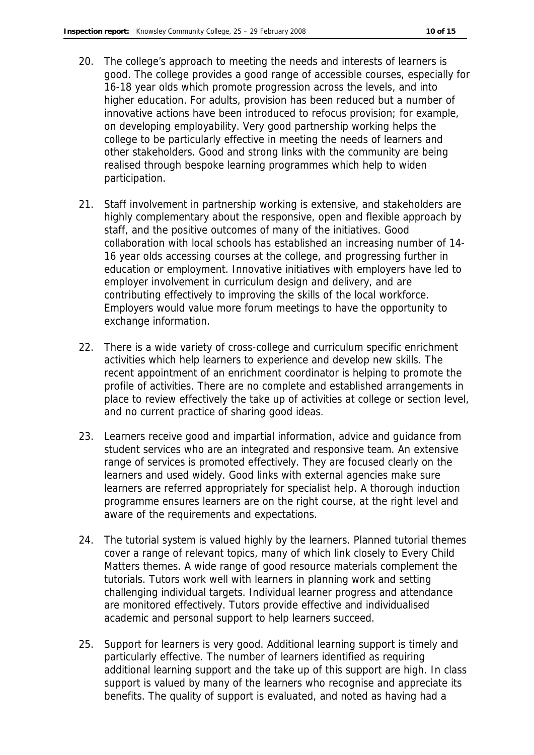20. The college's approach to meeting the needs and interests of learners is good. The college provides a good range of accessible courses, especially for 16-18 year olds which promote progression across the levels, and into higher education. For adults, provision has been reduced but a number of innovative actions have been introduced to refocus provision; for example, on developing employability. Very good partnership working helps the college to be particularly effective in meeting the needs of learners and other stakeholders. Good and strong links with the community are being realised through bespoke learning programmes which help to widen participation.

21. Staff involvement in partnership working is extensive, and stakeholders are highly complementary about the responsive, open and flexible approach by staff, and the positive outcomes of many of the initiatives. Good collaboration with local schools has established an increasing number of 14-16 year olds accessing courses at the college, and progressing further in education or employment. Innovative initiatives with employers have led to employer involvement in curriculum design and delivery, and are contributing effectively to improving the skills of the local workforce. Employers would value more forum meetings to have the opportunity to exchange information.

22. There is a wide variety of cross-college and curriculum specific enrichment activities which help learners to experience and develop new skills. The recent appointment of an enrichment coordinator is helping to promote the profile of activities. There are no complete and established arrangements in place to review effectively the take up of activities at college or section level, and no current practice of sharing good ideas.

23. Learners receive good and impartial information, advice and guidance from student services who are an integrated and responsive team. An extensive range of services is promoted effectively. They are focused clearly on the learners and used widely. Good links with external agencies make sure learners are referred appropriately for specialist help. A thorough induction programme ensures learners are on the right course, at the right level and aware of the requirements and expectations.

24. The tutorial system is valued highly by the learners. Planned tutorial themes cover a range of relevant topics, many of which link closely to Every Child Matters themes. A wide range of good resource materials complement the tutorials. Tutors work well with learners in planning work and setting challenging individual targets. Individual learner progress and attendance are monitored effectively. Tutors provide effective and individualised academic and personal support to help learners succeed.

25. Support for learners is very good. Additional learning support is timely and particularly effective. The number of learners identified as requiring additional learning support and the take up of this support are high. In class support is valued by many of the learners who recognise and appreciate its benefits. The quality of support is evaluated, and noted as having had a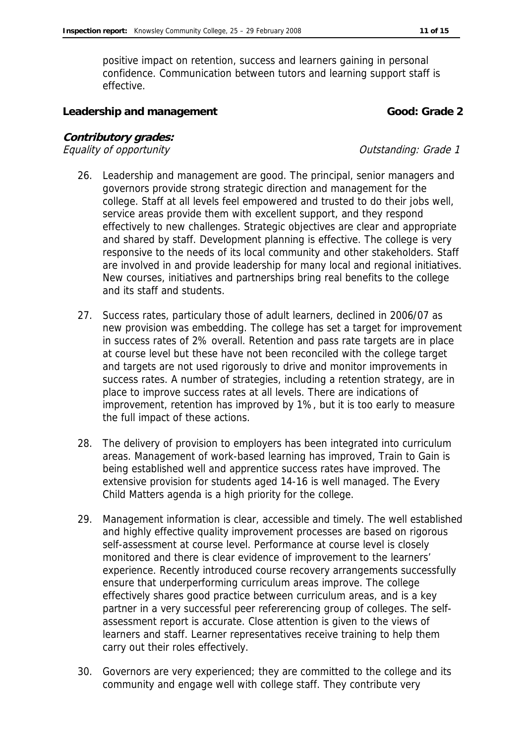positive impact on retention, success and learners gaining in personal confidence. Communication between tutors and learning support staff is effective.

**Leadership and management** **Good: Grade 2**

***Contributory grades:***

*Equality of opportunity* *Outstanding: Grade 1*

26. Leadership and management are good. The principal, senior managers and governors provide strong strategic direction and management for the college. Staff at all levels feel empowered and trusted to do their jobs well, service areas provide them with excellent support, and they respond effectively to new challenges. Strategic objectives are clear and appropriate and shared by staff. Development planning is effective. The college is very responsive to the needs of its local community and other stakeholders. Staff are involved in and provide leadership for many local and regional initiatives. New courses, initiatives and partnerships bring real benefits to the college and its staff and students.

27. Success rates, particulary those of adult learners, declined in 2006/07 as new provision was embedding. The college has set a target for improvement in success rates of 2% overall. Retention and pass rate targets are in place at course level but these have not been reconciled with the college target and targets are not used rigorously to drive and monitor improvements in success rates. A number of strategies, including a retention strategy, are in place to improve success rates at all levels. There are indications of improvement, retention has improved by 1%, but it is too early to measure the full impact of these actions.

28. The delivery of provision to employers has been integrated into curriculum areas. Management of work-based learning has improved, Train to Gain is being established well and apprentice success rates have improved. The extensive provision for students aged 14-16 is well managed. The Every Child Matters agenda is a high priority for the college.

29. Management information is clear, accessible and timely. The well established and highly effective quality improvement processes are based on rigorous self-assessment at course level. Performance at course level is closely monitored and there is clear evidence of improvement to the learners' experience. Recently introduced course recovery arrangements successfully ensure that underperforming curriculum areas improve. The college effectively shares good practice between curriculum areas, and is a key partner in a very successful peer refererencing group of colleges. The self-assessment report is accurate. Close attention is given to the views of learners and staff. Learner representatives receive training to help them carry out their roles effectively.

30. Governors are very experienced; they are committed to the college and its community and engage well with college staff. They contribute very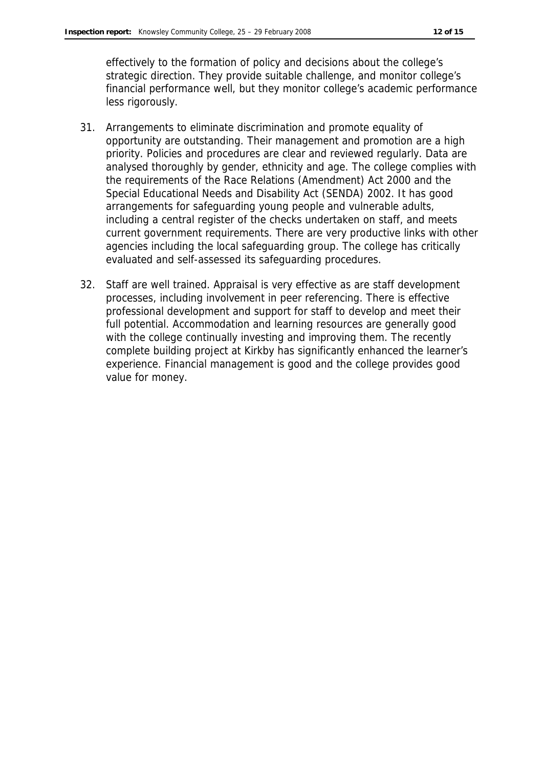effectively to the formation of policy and decisions about the college's strategic direction. They provide suitable challenge, and monitor college's financial performance well, but they monitor college's academic performance less rigorously.

31. Arrangements to eliminate discrimination and promote equality of opportunity are outstanding. Their management and promotion are a high priority. Policies and procedures are clear and reviewed regularly. Data are analysed thoroughly by gender, ethnicity and age. The college complies with the requirements of the Race Relations (Amendment) Act 2000 and the Special Educational Needs and Disability Act (SENDA) 2002. It has good arrangements for safeguarding young people and vulnerable adults, including a central register of the checks undertaken on staff, and meets current government requirements. There are very productive links with other agencies including the local safeguarding group. The college has critically evaluated and self-assessed its safeguarding procedures.

32. Staff are well trained. Appraisal is very effective as are staff development processes, including involvement in peer referencing. There is effective professional development and support for staff to develop and meet their full potential. Accommodation and learning resources are generally good with the college continually investing and improving them. The recently complete building project at Kirkby has significantly enhanced the learner's experience. Financial management is good and the college provides good value for money.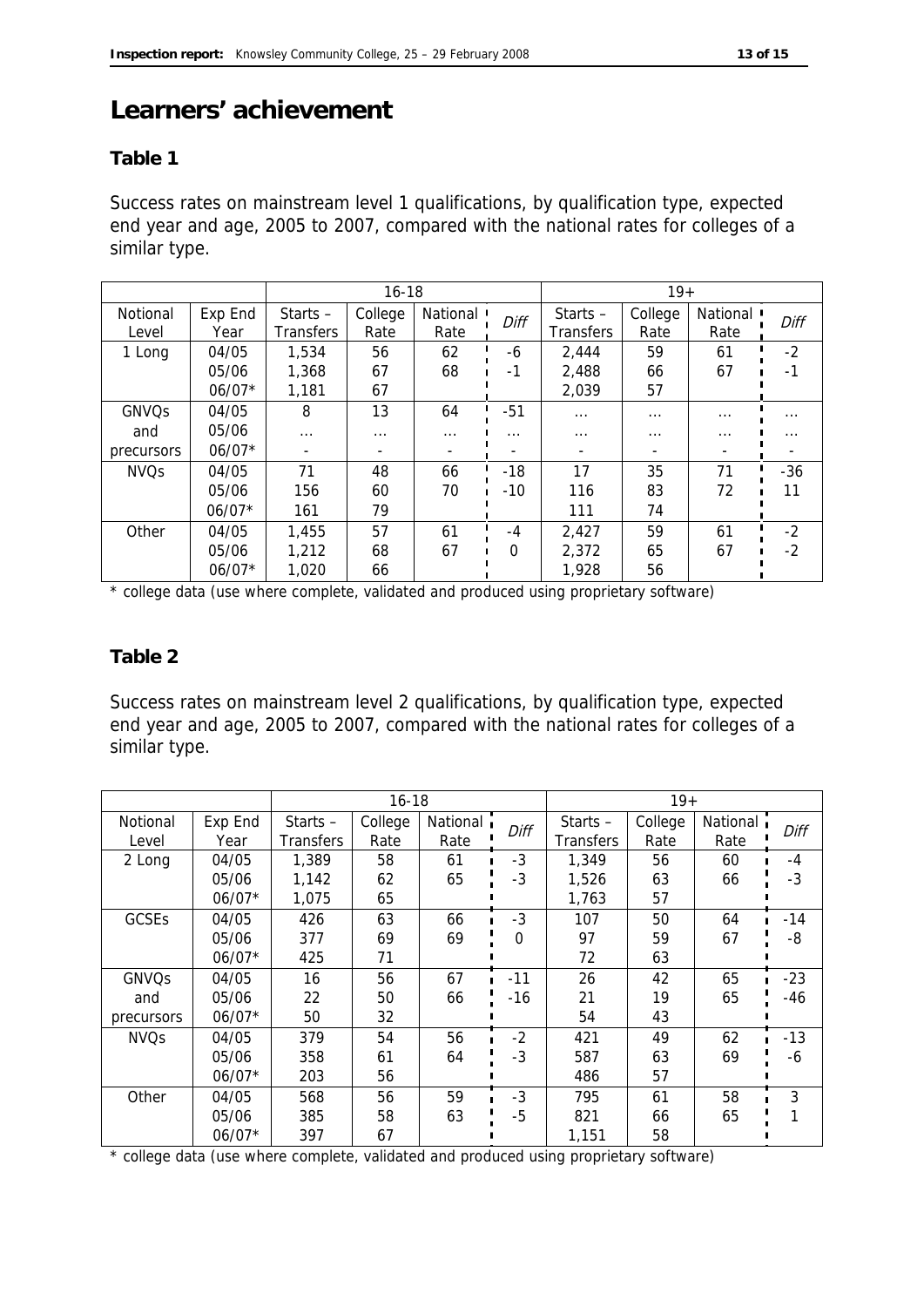# Learners' achievement

## Table 1

Success rates on mainstream level 1 qualifications, by qualification type, expected end year and age, 2005 to 2007, compared with the national rates for colleges of a similar type.

| | | 16-18 | | | | 19+ | | | |
|---|---|---|---|---|---|---|---|---|---|
| Notional Level | Exp End Year | Starts – Transfers | College Rate | National Rate | *Diff* | Starts – Transfers | College Rate | National Rate | *Diff* |
| 1 Long | 04/05 | 1,534 | 56 | 62 | -6 | 2,444 | 59 | 61 | -2 |
| | 05/06 | 1,368 | 67 | 68 | -1 | 2,488 | 66 | 67 | -1 |
| | 06/07* | 1,181 | 67 | | | 2,039 | 57 | | |
| GNVQs and precursors | 04/05 | 8 | 13 | 64 | -51 | … | … | … | … |
| | 05/06 | … | … | … | … | … | … | … | … |
| | 06/07* | - | - | - | - | - | - | - | - |
| NVQs | 04/05 | 71 | 48 | 66 | -18 | 17 | 35 | 71 | -36 |
| | 05/06 | 156 | 60 | 70 | -10 | 116 | 83 | 72 | 11 |
| | 06/07* | 161 | 79 | | | 111 | 74 | | |
| Other | 04/05 | 1,455 | 57 | 61 | -4 | 2,427 | 59 | 61 | -2 |
| | 05/06 | 1,212 | 68 | 67 | 0 | 2,372 | 65 | 67 | -2 |
| | 06/07* | 1,020 | 66 | | | 1,928 | 56 | | |

\* college data (use where complete, validated and produced using proprietary software)

## Table 2

Success rates on mainstream level 2 qualifications, by qualification type, expected end year and age, 2005 to 2007, compared with the national rates for colleges of a similar type.

| | | 16-18 | | | | 19+ | | | |
|---|---|---|---|---|---|---|---|---|---|
| Notional Level | Exp End Year | Starts – Transfers | College Rate | National Rate | *Diff* | Starts – Transfers | College Rate | National Rate | *Diff* |
| 2 Long | 04/05 | 1,389 | 58 | 61 | -3 | 1,349 | 56 | 60 | -4 |
| | 05/06 | 1,142 | 62 | 65 | -3 | 1,526 | 63 | 66 | -3 |
| | 06/07* | 1,075 | 65 | | | 1,763 | 57 | | |
| GCSEs | 04/05 | 426 | 63 | 66 | -3 | 107 | 50 | 64 | -14 |
| | 05/06 | 377 | 69 | 69 | 0 | 97 | 59 | 67 | -8 |
| | 06/07* | 425 | 71 | | | 72 | 63 | | |
| GNVQs and precursors | 04/05 | 16 | 56 | 67 | -11 | 26 | 42 | 65 | -23 |
| | 05/06 | 22 | 50 | 66 | -16 | 21 | 19 | 65 | -46 |
| | 06/07* | 50 | 32 | | | 54 | 43 | | |
| NVQs | 04/05 | 379 | 54 | 56 | -2 | 421 | 49 | 62 | -13 |
| | 05/06 | 358 | 61 | 64 | -3 | 587 | 63 | 69 | -6 |
| | 06/07* | 203 | 56 | | | 486 | 57 | | |
| Other | 04/05 | 568 | 56 | 59 | -3 | 795 | 61 | 58 | 3 |
| | 05/06 | 385 | 58 | 63 | -5 | 821 | 66 | 65 | 1 |
| | 06/07* | 397 | 67 | | | 1,151 | 58 | | |

\* college data (use where complete, validated and produced using proprietary software)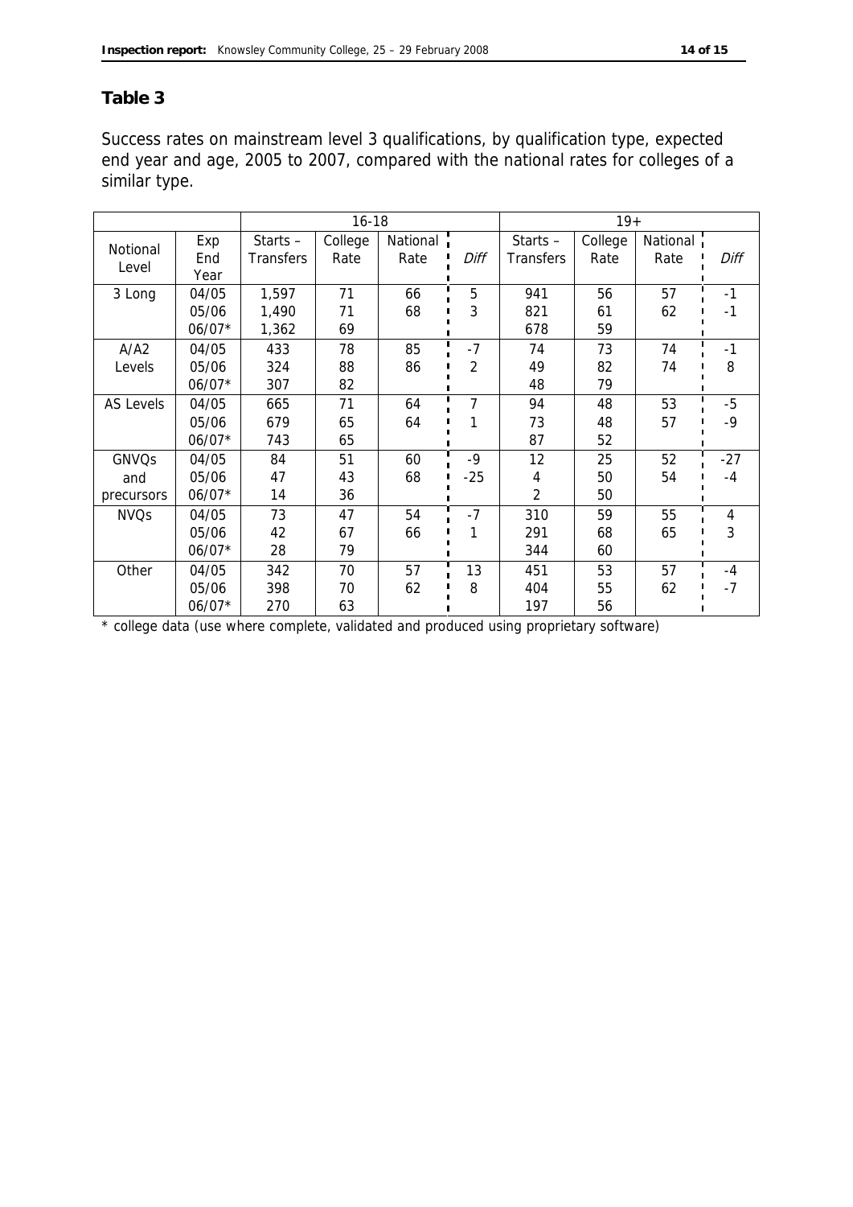## Table 3

Success rates on mainstream level 3 qualifications, by qualification type, expected end year and age, 2005 to 2007, compared with the national rates for colleges of a similar type.

| | | 16-18 | | | | 19+ | | | |
|---|---|---|---|---|---|---|---|---|---|
| Notional Level | Exp End Year | Starts – Transfers | College Rate | National Rate | *Diff* | Starts – Transfers | College Rate | National Rate | *Diff* |
| 3 Long | 04/05 | 1,597 | 71 | 66 | 5 | 941 | 56 | 57 | -1 |
| | 05/06 | 1,490 | 71 | 68 | 3 | 821 | 61 | 62 | -1 |
| | 06/07* | 1,362 | 69 | | | 678 | 59 | | |
| A/A2 Levels | 04/05 | 433 | 78 | 85 | -7 | 74 | 73 | 74 | -1 |
| | 05/06 | 324 | 88 | 86 | 2 | 49 | 82 | 74 | 8 |
| | 06/07* | 307 | 82 | | | 48 | 79 | | |
| AS Levels | 04/05 | 665 | 71 | 64 | 7 | 94 | 48 | 53 | -5 |
| | 05/06 | 679 | 65 | 64 | 1 | 73 | 48 | 57 | -9 |
| | 06/07* | 743 | 65 | | | 87 | 52 | | |
| GNVQs and precursors | 04/05 | 84 | 51 | 60 | -9 | 12 | 25 | 52 | -27 |
| | 05/06 | 47 | 43 | 68 | -25 | 4 | 50 | 54 | -4 |
| | 06/07* | 14 | 36 | | | 2 | 50 | | |
| NVQs | 04/05 | 73 | 47 | 54 | -7 | 310 | 59 | 55 | 4 |
| | 05/06 | 42 | 67 | 66 | 1 | 291 | 68 | 65 | 3 |
| | 06/07* | 28 | 79 | | | 344 | 60 | | |
| Other | 04/05 | 342 | 70 | 57 | 13 | 451 | 53 | 57 | -4 |
| | 05/06 | 398 | 70 | 62 | 8 | 404 | 55 | 62 | -7 |
| | 06/07* | 270 | 63 | | | 197 | 56 | | |

\* college data (use where complete, validated and produced using proprietary software)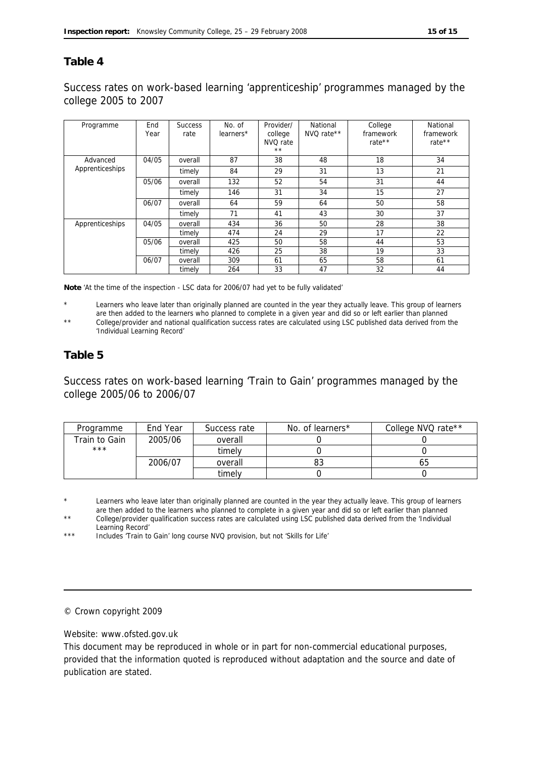## Table 4

Success rates on work-based learning 'apprenticeship' programmes managed by the college 2005 to 2007

| Programme | End Year | Success rate | No. of learners* | Provider/ college NVQ rate ** | National NVQ rate** | College framework rate** | National framework rate** |
|---|---|---|---|---|---|---|---|
| Advanced Apprenticeships | 04/05 | overall | 87 | 38 | 48 | 18 | 34 |
| | | timely | 84 | 29 | 31 | 13 | 21 |
| | 05/06 | overall | 132 | 52 | 54 | 31 | 44 |
| | | timely | 146 | 31 | 34 | 15 | 27 |
| | 06/07 | overall | 64 | 59 | 64 | 50 | 58 |
| | | timely | 71 | 41 | 43 | 30 | 37 |
| Apprenticeships | 04/05 | overall | 434 | 36 | 50 | 28 | 38 |
| | | timely | 474 | 24 | 29 | 17 | 22 |
| | 05/06 | overall | 425 | 50 | 58 | 44 | 53 |
| | | timely | 426 | 25 | 38 | 19 | 33 |
| | 06/07 | overall | 309 | 61 | 65 | 58 | 61 |
| | | timely | 264 | 33 | 47 | 32 | 44 |

**Note** 'At the time of the inspection - LSC data for 2006/07 had yet to be fully validated'

\* Learners who leave later than originally planned are counted in the year they actually leave. This group of learners are then added to the learners who planned to complete in a given year and did so or left earlier than planned

\*\* College/provider and national qualification success rates are calculated using LSC published data derived from the 'Individual Learning Record'

## Table 5

Success rates on work-based learning 'Train to Gain' programmes managed by the college 2005/06 to 2006/07

| Programme | End Year | Success rate | No. of learners* | College NVQ rate** |
|---|---|---|---|---|
| Train to Gain *** | 2005/06 | overall | 0 | 0 |
| | | timely | 0 | 0 |
| | 2006/07 | overall | 83 | 65 |
| | | timely | 0 | 0 |

\* Learners who leave later than originally planned are counted in the year they actually leave. This group of learners are then added to the learners who planned to complete in a given year and did so or left earlier than planned

\*\* College/provider qualification success rates are calculated using LSC published data derived from the 'Individual Learning Record'

\*\*\* Includes 'Train to Gain' long course NVQ provision, but not 'Skills for Life'

---

© Crown copyright 2009

Website: www.ofsted.gov.uk

This document may be reproduced in whole or in part for non-commercial educational purposes, provided that the information quoted is reproduced without adaptation and the source and date of publication are stated.